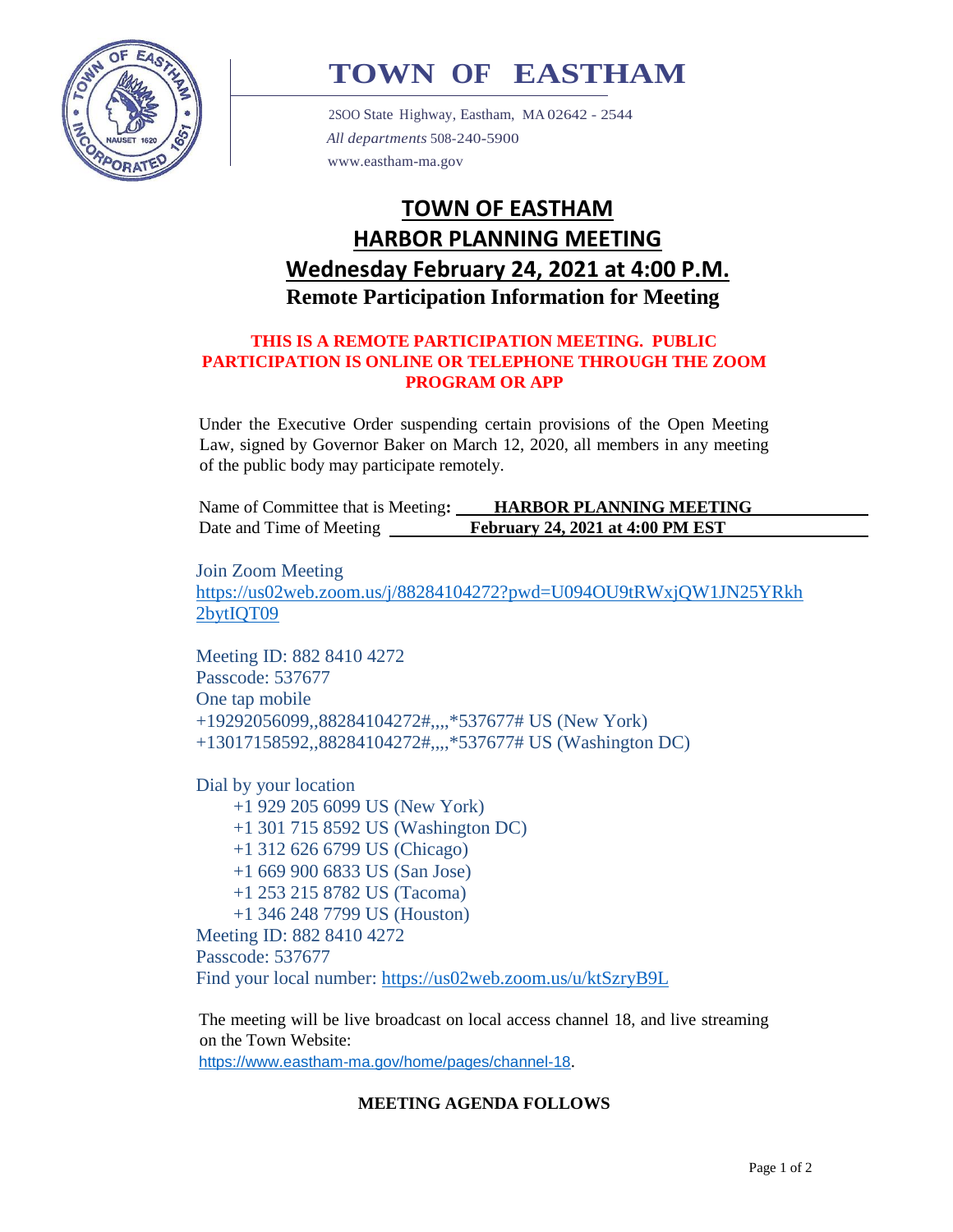# TOWN OF EASTHAM

2SOO State Highway, Eastham, MA 02642 - 2544
*All departments* 508-240-5900
www.eastham-ma.gov

## TOWN OF EASTHAM
## HARBOR PLANNING MEETING
## Wednesday February 24, 2021 at 4:00 P.M.
### Remote Participation Information for Meeting

**THIS IS A REMOTE PARTICIPATION MEETING. PUBLIC PARTICIPATION IS ONLINE OR TELEPHONE THROUGH THE ZOOM PROGRAM OR APP**

Under the Executive Order suspending certain provisions of the Open Meeting Law, signed by Governor Baker on March 12, 2020, all members in any meeting of the public body may participate remotely.

Name of Committee that is Meeting**:** **HARBOR PLANNING MEETING**
Date and Time of Meeting **February 24, 2021 at 4:00 PM EST**

Join Zoom Meeting
https://us02web.zoom.us/j/88284104272?pwd=U094OU9tRWxjQW1JN25YRkh2bytIQT09

Meeting ID: 882 8410 4272
Passcode: 537677
One tap mobile
+19292056099,,88284104272#,,,,*537677# US (New York)
+13017158592,,88284104272#,,,,*537677# US (Washington DC)

Dial by your location
- +1 929 205 6099 US (New York)
- +1 301 715 8592 US (Washington DC)
- +1 312 626 6799 US (Chicago)
- +1 669 900 6833 US (San Jose)
- +1 253 215 8782 US (Tacoma)
- +1 346 248 7799 US (Houston)

Meeting ID: 882 8410 4272
Passcode: 537677
Find your local number: https://us02web.zoom.us/u/ktSzryB9L

The meeting will be live broadcast on local access channel 18, and live streaming on the Town Website:
https://www.eastham-ma.gov/home/pages/channel-18.

**MEETING AGENDA FOLLOWS**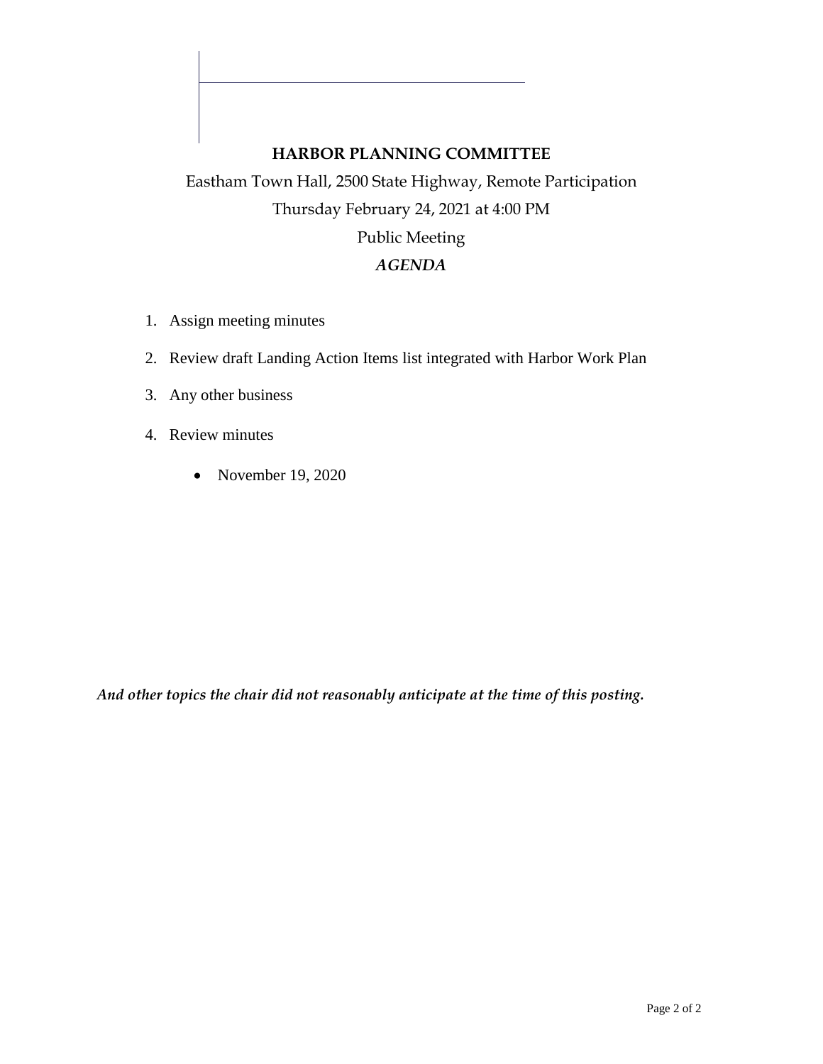**HARBOR PLANNING COMMITTEE**

Eastham Town Hall, 2500 State Highway, Remote Participation

Thursday February 24, 2021 at 4:00 PM

Public Meeting

***AGENDA***

1. Assign meeting minutes
2. Review draft Landing Action Items list integrated with Harbor Work Plan
3. Any other business
4. Review minutes
   - November 19, 2020

***And other topics the chair did not reasonably anticipate at the time of this posting.***